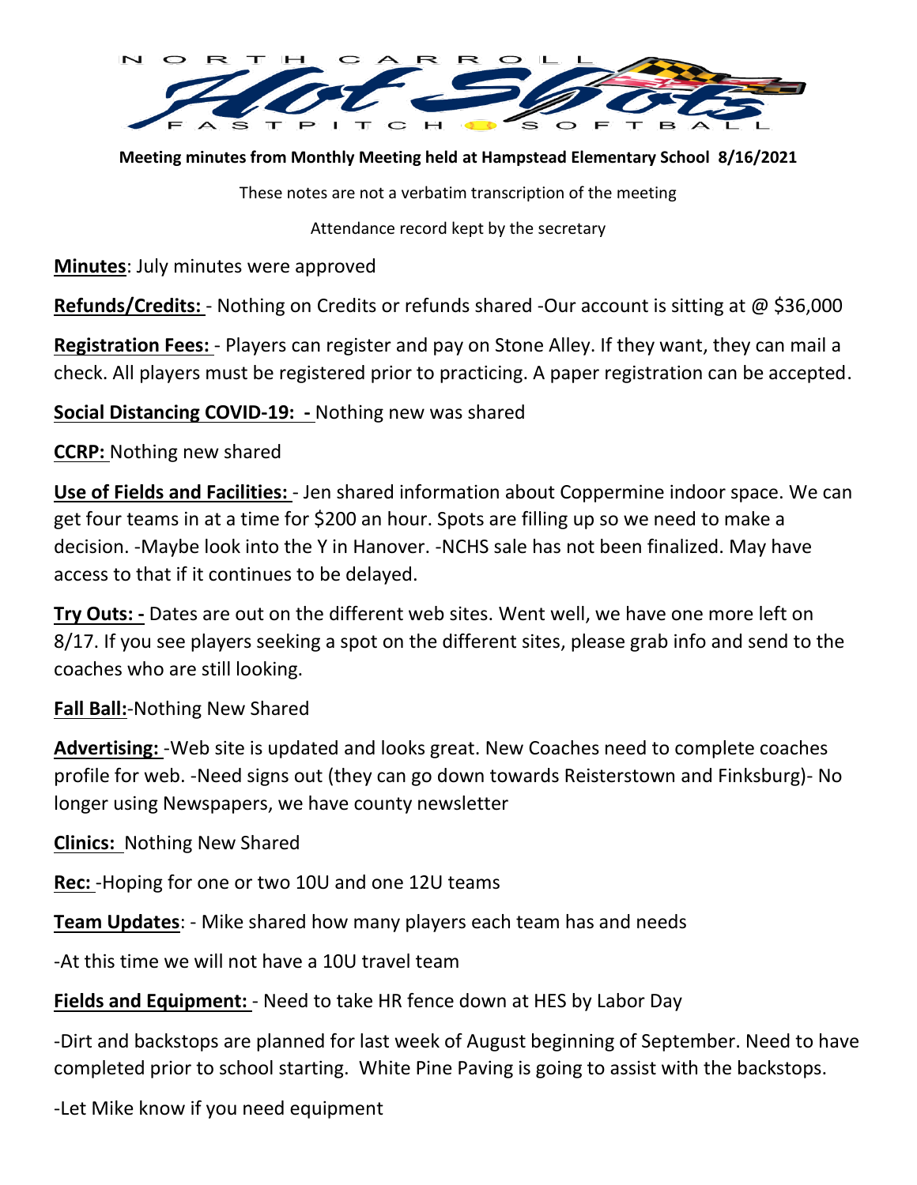NORTH CARROLL Hot Shots FASTPITCH SOFTBALL

**Meeting minutes from Monthly Meeting held at Hampstead Elementary School 8/16/2021**

These notes are not a verbatim transcription of the meeting

Attendance record kept by the secretary

**Minutes**: July minutes were approved

**Refunds/Credits:** - Nothing on Credits or refunds shared -Our account is sitting at @ $36,000

**Registration Fees:** - Players can register and pay on Stone Alley. If they want, they can mail a check. All players must be registered prior to practicing. A paper registration can be accepted.

**Social Distancing COVID-19: -** Nothing new was shared

**CCRP:** Nothing new shared

**Use of Fields and Facilities:** - Jen shared information about Coppermine indoor space. We can get four teams in at a time for $200 an hour. Spots are filling up so we need to make a decision. -Maybe look into the Y in Hanover. -NCHS sale has not been finalized. May have access to that if it continues to be delayed.

**Try Outs: -** Dates are out on the different web sites. Went well, we have one more left on 8/17. If you see players seeking a spot on the different sites, please grab info and send to the coaches who are still looking.

**Fall Ball:**-Nothing New Shared

**Advertising:** -Web site is updated and looks great. New Coaches need to complete coaches profile for web. -Need signs out (they can go down towards Reisterstown and Finksburg)- No longer using Newspapers, we have county newsletter

**Clinics:** Nothing New Shared

**Rec:** -Hoping for one or two 10U and one 12U teams

**Team Updates**: - Mike shared how many players each team has and needs

-At this time we will not have a 10U travel team

**Fields and Equipment:** - Need to take HR fence down at HES by Labor Day

-Dirt and backstops are planned for last week of August beginning of September. Need to have completed prior to school starting. White Pine Paving is going to assist with the backstops.

-Let Mike know if you need equipment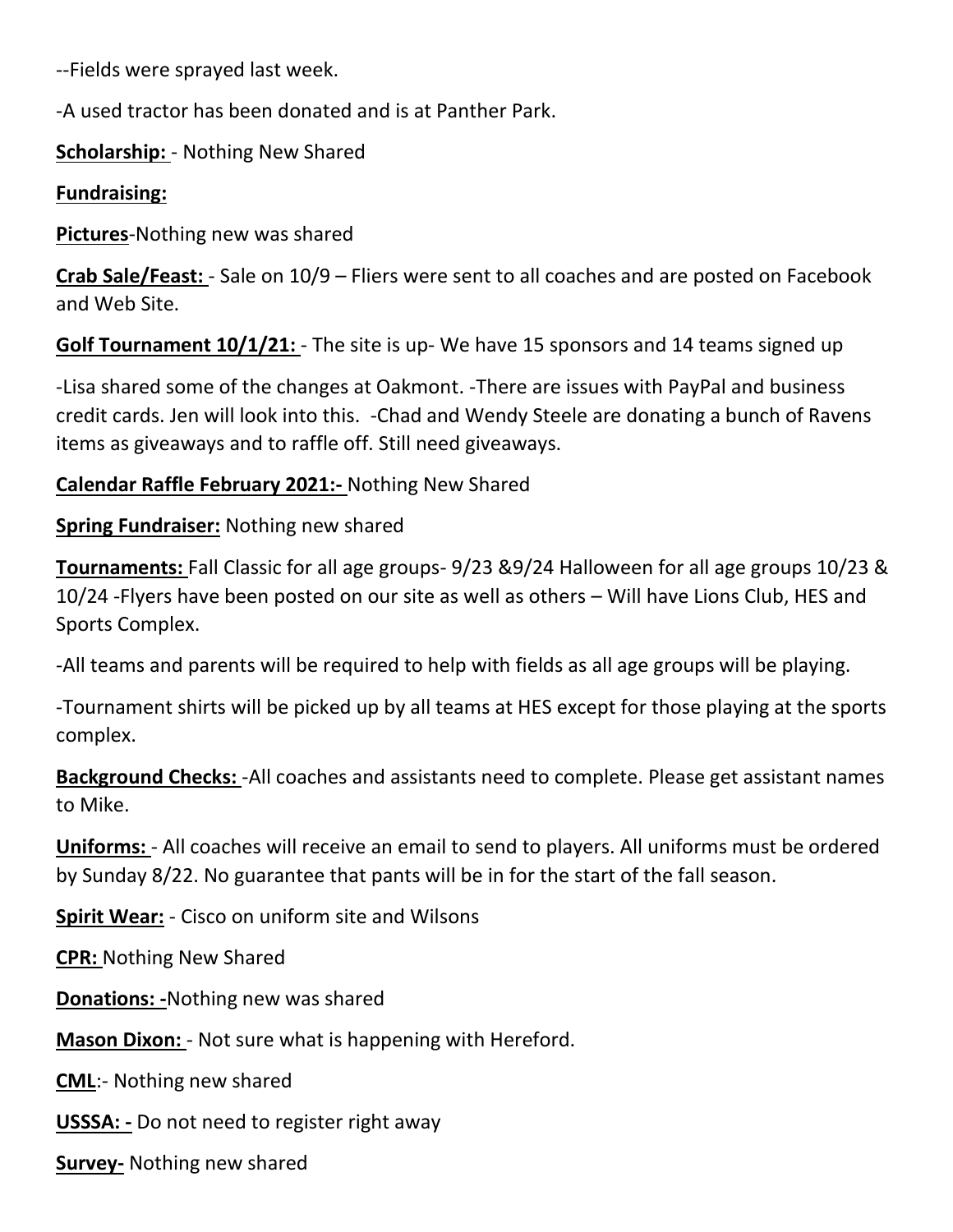--Fields were sprayed last week.

-A used tractor has been donated and is at Panther Park.

**Scholarship:** - Nothing New Shared

**Fundraising:**

**Pictures**-Nothing new was shared

**Crab Sale/Feast:** - Sale on 10/9 – Fliers were sent to all coaches and are posted on Facebook and Web Site.

**Golf Tournament 10/1/21:** - The site is up- We have 15 sponsors and 14 teams signed up

-Lisa shared some of the changes at Oakmont. -There are issues with PayPal and business credit cards. Jen will look into this. -Chad and Wendy Steele are donating a bunch of Ravens items as giveaways and to raffle off. Still need giveaways.

**Calendar Raffle February 2021:-** Nothing New Shared

**Spring Fundraiser:** Nothing new shared

**Tournaments:** Fall Classic for all age groups- 9/23 &9/24 Halloween for all age groups 10/23 & 10/24 -Flyers have been posted on our site as well as others – Will have Lions Club, HES and Sports Complex.

-All teams and parents will be required to help with fields as all age groups will be playing.

-Tournament shirts will be picked up by all teams at HES except for those playing at the sports complex.

**Background Checks:** -All coaches and assistants need to complete. Please get assistant names to Mike.

**Uniforms:** - All coaches will receive an email to send to players. All uniforms must be ordered by Sunday 8/22. No guarantee that pants will be in for the start of the fall season.

**Spirit Wear:** - Cisco on uniform site and Wilsons

**CPR:** Nothing New Shared

**Donations: -**Nothing new was shared

**Mason Dixon:** - Not sure what is happening with Hereford.

**CML**:- Nothing new shared

**USSSA: -** Do not need to register right away

**Survey-** Nothing new shared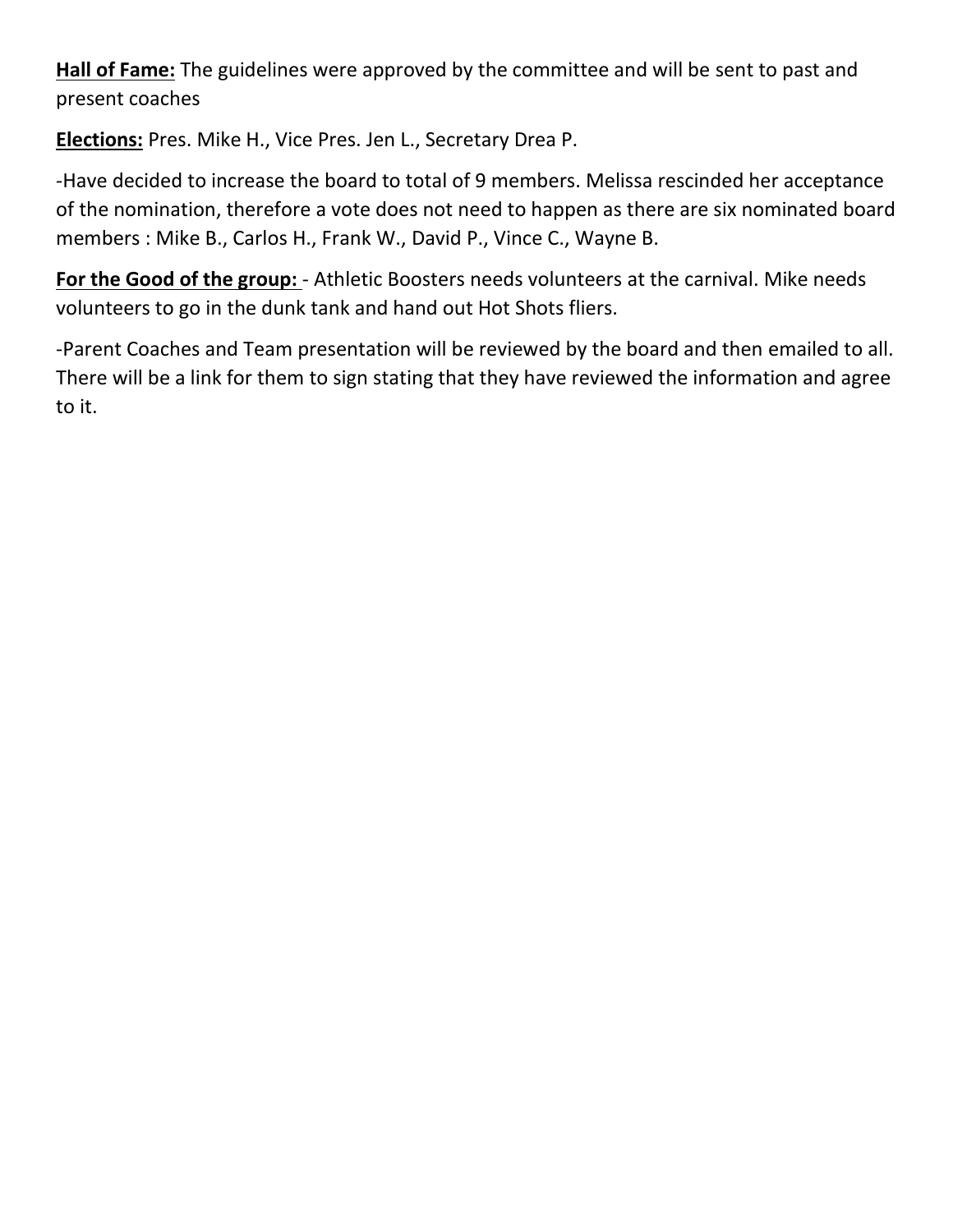**Hall of Fame:** The guidelines were approved by the committee and will be sent to past and present coaches

**Elections:** Pres. Mike H., Vice Pres. Jen L., Secretary Drea P.

-Have decided to increase the board to total of 9 members. Melissa rescinded her acceptance of the nomination, therefore a vote does not need to happen as there are six nominated board members : Mike B., Carlos H., Frank W., David P., Vince C., Wayne B.

**For the Good of the group:** - Athletic Boosters needs volunteers at the carnival. Mike needs volunteers to go in the dunk tank and hand out Hot Shots fliers.

-Parent Coaches and Team presentation will be reviewed by the board and then emailed to all. There will be a link for them to sign stating that they have reviewed the information and agree to it.